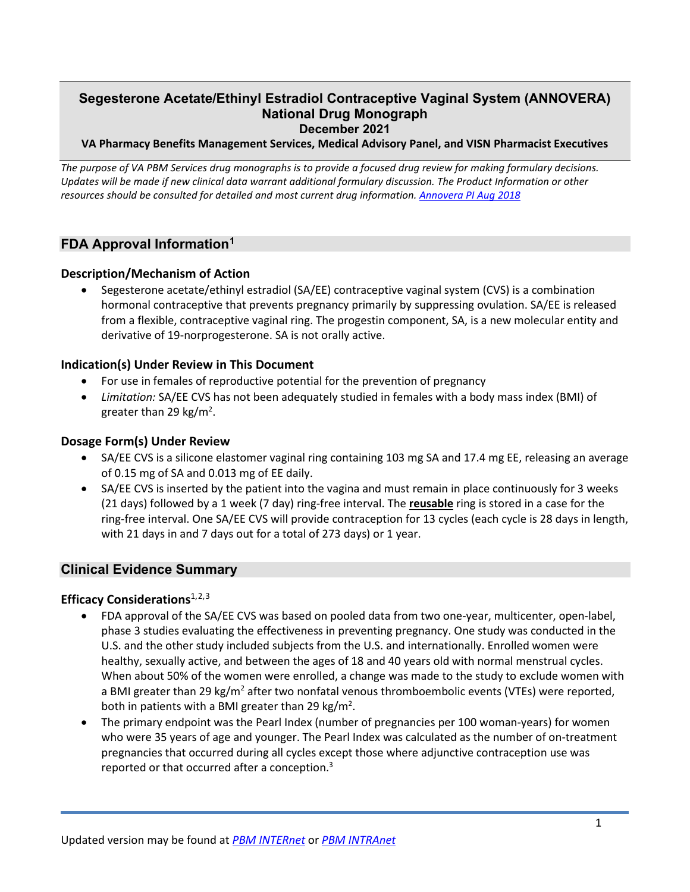# Segesterone Acetate/Ethinyl Estradiol Contraceptive Vaginal System (ANNOVERA) National Drug Monograph

**December 2021**

**VA Pharmacy Benefits Management Services, Medical Advisory Panel, and VISN Pharmacist Executives**

*The purpose of VA PBM Services drug monographs is to provide a focused drug review for making formulary decisions. Updates will be made if new clinical data warrant additional formulary discussion. The Product Information or other resources should be consulted for detailed and most current drug information. Annovera PI Aug 2018*

## FDA Approval Information[1]

### Description/Mechanism of Action

- Segesterone acetate/ethinyl estradiol (SA/EE) contraceptive vaginal system (CVS) is a combination hormonal contraceptive that prevents pregnancy primarily by suppressing ovulation. SA/EE is released from a flexible, contraceptive vaginal ring. The progestin component, SA, is a new molecular entity and derivative of 19-norprogesterone. SA is not orally active.

### Indication(s) Under Review in This Document

- For use in females of reproductive potential for the prevention of pregnancy
- *Limitation:* SA/EE CVS has not been adequately studied in females with a body mass index (BMI) of greater than 29 kg/m$^2$.

### Dosage Form(s) Under Review

- SA/EE CVS is a silicone elastomer vaginal ring containing 103 mg SA and 17.4 mg EE, releasing an average of 0.15 mg of SA and 0.013 mg of EE daily.
- SA/EE CVS is inserted by the patient into the vagina and must remain in place continuously for 3 weeks (21 days) followed by a 1 week (7 day) ring-free interval. The **reusable** ring is stored in a case for the ring-free interval. One SA/EE CVS will provide contraception for 13 cycles (each cycle is 28 days in length, with 21 days in and 7 days out for a total of 273 days) or 1 year.

## Clinical Evidence Summary

### Efficacy Considerations[1,2,3]

- FDA approval of the SA/EE CVS was based on pooled data from two one-year, multicenter, open-label, phase 3 studies evaluating the effectiveness in preventing pregnancy. One study was conducted in the U.S. and the other study included subjects from the U.S. and internationally. Enrolled women were healthy, sexually active, and between the ages of 18 and 40 years old with normal menstrual cycles. When about 50% of the women were enrolled, a change was made to the study to exclude women with a BMI greater than 29 kg/m$^2$ after two nonfatal venous thromboembolic events (VTEs) were reported, both in patients with a BMI greater than 29 kg/m$^2$.
- The primary endpoint was the Pearl Index (number of pregnancies per 100 woman-years) for women who were 35 years of age and younger. The Pearl Index was calculated as the number of on-treatment pregnancies that occurred during all cycles except those where adjunctive contraception use was reported or that occurred after a conception.[3]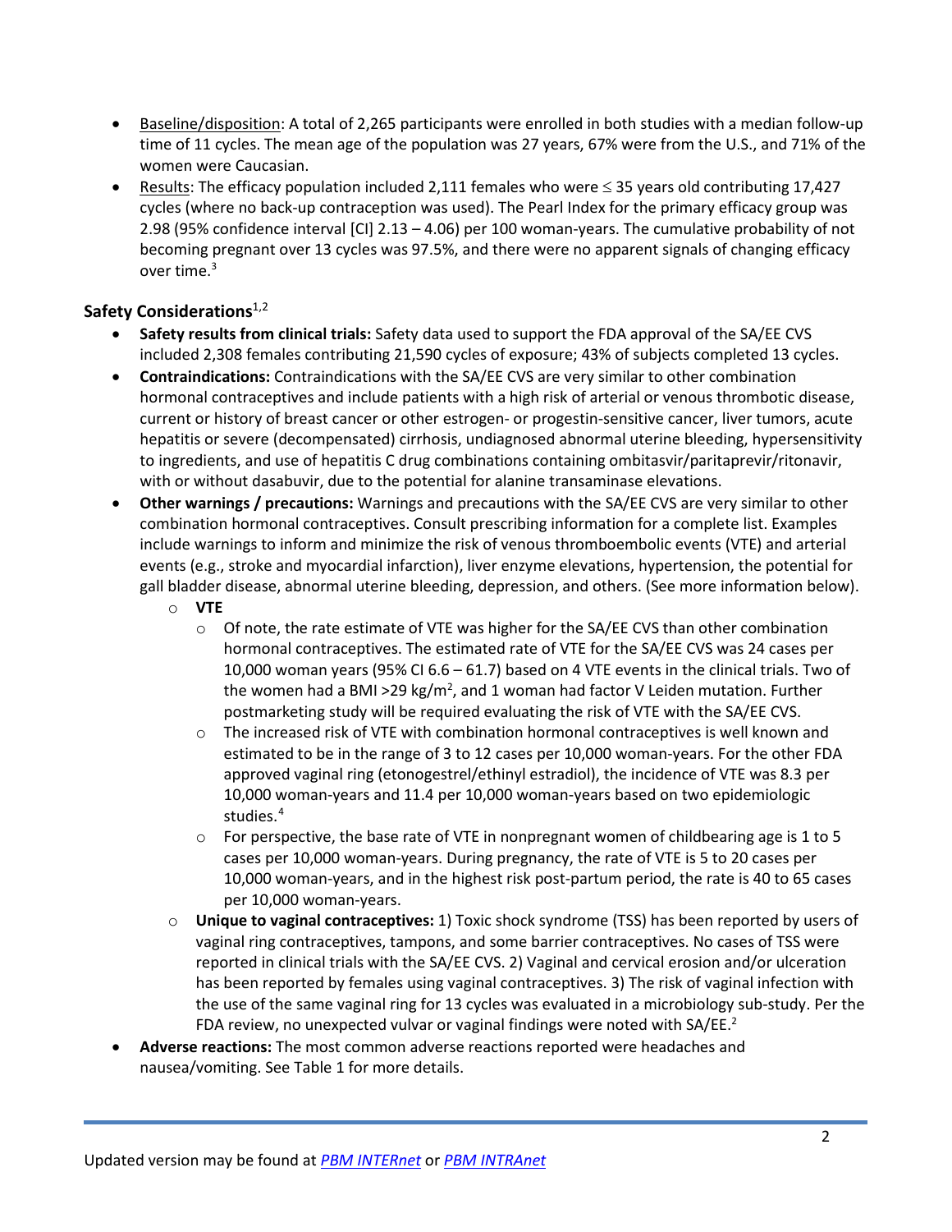- Baseline/disposition: A total of 2,265 participants were enrolled in both studies with a median follow-up time of 11 cycles. The mean age of the population was 27 years, 67% were from the U.S., and 71% of the women were Caucasian.
- Results: The efficacy population included 2,111 females who were ≤ 35 years old contributing 17,427 cycles (where no back-up contraception was used). The Pearl Index for the primary efficacy group was 2.98 (95% confidence interval [CI] 2.13 – 4.06) per 100 woman-years. The cumulative probability of not becoming pregnant over 13 cycles was 97.5%, and there were no apparent signals of changing efficacy over time.[3]

### Safety Considerations[1,2]

- **Safety results from clinical trials:** Safety data used to support the FDA approval of the SA/EE CVS included 2,308 females contributing 21,590 cycles of exposure; 43% of subjects completed 13 cycles.
- **Contraindications:** Contraindications with the SA/EE CVS are very similar to other combination hormonal contraceptives and include patients with a high risk of arterial or venous thrombotic disease, current or history of breast cancer or other estrogen- or progestin-sensitive cancer, liver tumors, acute hepatitis or severe (decompensated) cirrhosis, undiagnosed abnormal uterine bleeding, hypersensitivity to ingredients, and use of hepatitis C drug combinations containing ombitasvir/paritaprevir/ritonavir, with or without dasabuvir, due to the potential for alanine transaminase elevations.
- **Other warnings / precautions:** Warnings and precautions with the SA/EE CVS are very similar to other combination hormonal contraceptives. Consult prescribing information for a complete list. Examples include warnings to inform and minimize the risk of venous thromboembolic events (VTE) and arterial events (e.g., stroke and myocardial infarction), liver enzyme elevations, hypertension, the potential for gall bladder disease, abnormal uterine bleeding, depression, and others. (See more information below).
  - **VTE**
    - Of note, the rate estimate of VTE was higher for the SA/EE CVS than other combination hormonal contraceptives. The estimated rate of VTE for the SA/EE CVS was 24 cases per 10,000 woman years (95% CI 6.6 – 61.7) based on 4 VTE events in the clinical trials. Two of the women had a BMI >29 kg/m$^2$, and 1 woman had factor V Leiden mutation. Further postmarketing study will be required evaluating the risk of VTE with the SA/EE CVS.
    - The increased risk of VTE with combination hormonal contraceptives is well known and estimated to be in the range of 3 to 12 cases per 10,000 woman-years. For the other FDA approved vaginal ring (etonogestrel/ethinyl estradiol), the incidence of VTE was 8.3 per 10,000 woman-years and 11.4 per 10,000 woman-years based on two epidemiologic studies.[4]
    - For perspective, the base rate of VTE in nonpregnant women of childbearing age is 1 to 5 cases per 10,000 woman-years. During pregnancy, the rate of VTE is 5 to 20 cases per 10,000 woman-years, and in the highest risk post-partum period, the rate is 40 to 65 cases per 10,000 woman-years.
  - **Unique to vaginal contraceptives:** 1) Toxic shock syndrome (TSS) has been reported by users of vaginal ring contraceptives, tampons, and some barrier contraceptives. No cases of TSS were reported in clinical trials with the SA/EE CVS. 2) Vaginal and cervical erosion and/or ulceration has been reported by females using vaginal contraceptives. 3) The risk of vaginal infection with the use of the same vaginal ring for 13 cycles was evaluated in a microbiology sub-study. Per the FDA review, no unexpected vulvar or vaginal findings were noted with SA/EE.[2]
- **Adverse reactions:** The most common adverse reactions reported were headaches and nausea/vomiting. See Table 1 for more details.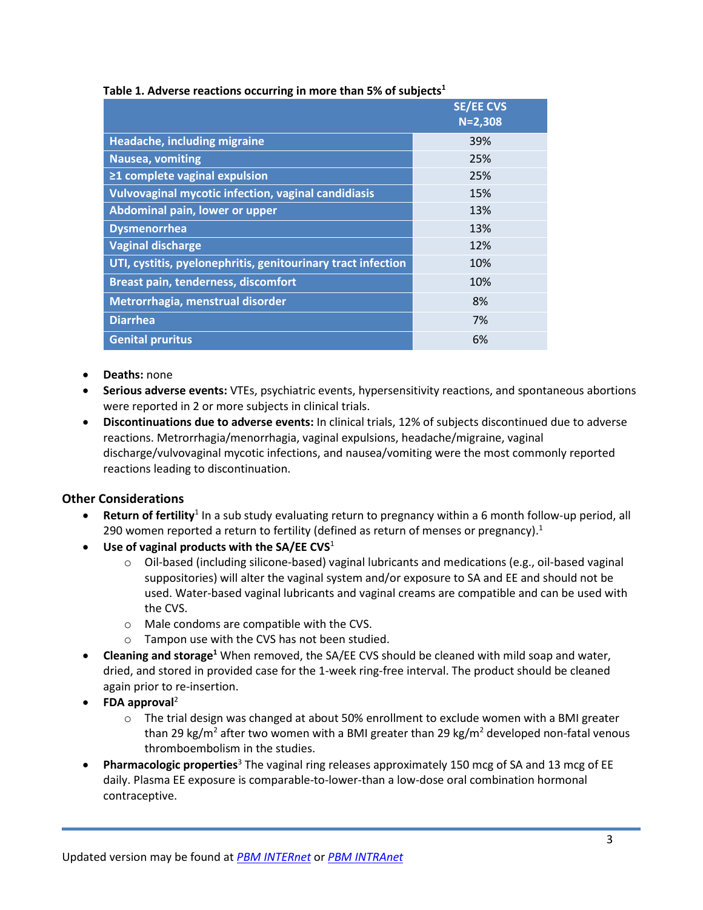**Table 1. Adverse reactions occurring in more than 5% of subjects[1]**

| | SE/EE CVS N=2,308 |
|---|---|
| Headache, including migraine | 39% |
| Nausea, vomiting | 25% |
| ≥1 complete vaginal expulsion | 25% |
| Vulvovaginal mycotic infection, vaginal candidiasis | 15% |
| Abdominal pain, lower or upper | 13% |
| Dysmenorrhea | 13% |
| Vaginal discharge | 12% |
| UTI, cystitis, pyelonephritis, genitourinary tract infection | 10% |
| Breast pain, tenderness, discomfort | 10% |
| Metrorrhagia, menstrual disorder | 8% |
| Diarrhea | 7% |
| Genital pruritus | 6% |

- **Deaths:** none
- **Serious adverse events:** VTEs, psychiatric events, hypersensitivity reactions, and spontaneous abortions were reported in 2 or more subjects in clinical trials.
- **Discontinuations due to adverse events:** In clinical trials, 12% of subjects discontinued due to adverse reactions. Metrorrhagia/menorrhagia, vaginal expulsions, headache/migraine, vaginal discharge/vulvovaginal mycotic infections, and nausea/vomiting were the most commonly reported reactions leading to discontinuation.

## Other Considerations

- **Return of fertility**[1] In a sub study evaluating return to pregnancy within a 6 month follow-up period, all 290 women reported a return to fertility (defined as return of menses or pregnancy).[1]
- **Use of vaginal products with the SA/EE CVS**[1]
  - Oil-based (including silicone-based) vaginal lubricants and medications (e.g., oil-based vaginal suppositories) will alter the vaginal system and/or exposure to SA and EE and should not be used. Water-based vaginal lubricants and vaginal creams are compatible and can be used with the CVS.
  - Male condoms are compatible with the CVS.
  - Tampon use with the CVS has not been studied.
- **Cleaning and storage**[1] When removed, the SA/EE CVS should be cleaned with mild soap and water, dried, and stored in provided case for the 1-week ring-free interval. The product should be cleaned again prior to re-insertion.
- **FDA approval**[2]
  - The trial design was changed at about 50% enrollment to exclude women with a BMI greater than 29 kg/m$^2$ after two women with a BMI greater than 29 kg/m$^2$ developed non-fatal venous thromboembolism in the studies.
- **Pharmacologic properties**[3] The vaginal ring releases approximately 150 mcg of SA and 13 mcg of EE daily. Plasma EE exposure is comparable-to-lower-than a low-dose oral combination hormonal contraceptive.

Updated version may be found at PBM INTERnet or PBM INTRAnet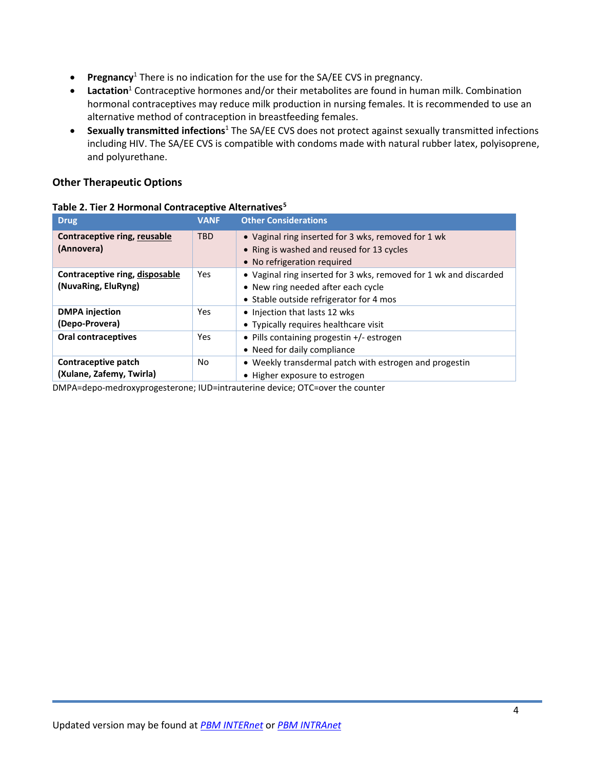- **Pregnancy**[1] There is no indication for the use for the SA/EE CVS in pregnancy.
- **Lactation**[1] Contraceptive hormones and/or their metabolites are found in human milk. Combination hormonal contraceptives may reduce milk production in nursing females. It is recommended to use an alternative method of contraception in breastfeeding females.
- **Sexually transmitted infections**[1] The SA/EE CVS does not protect against sexually transmitted infections including HIV. The SA/EE CVS is compatible with condoms made with natural rubber latex, polyisoprene, and polyurethane.

## Other Therapeutic Options

**Table 2. Tier 2 Hormonal Contraceptive Alternatives**[5]

| Drug | VANF | Other Considerations |
|---|---|---|
| **Contraceptive ring, reusable (Annovera)** | TBD | • Vaginal ring inserted for 3 wks, removed for 1 wk<br>• Ring is washed and reused for 13 cycles<br>• No refrigeration required |
| **Contraceptive ring, disposable (NuvaRing, EluRyng)** | Yes | • Vaginal ring inserted for 3 wks, removed for 1 wk and discarded<br>• New ring needed after each cycle<br>• Stable outside refrigerator for 4 mos |
| **DMPA injection (Depo-Provera)** | Yes | • Injection that lasts 12 wks<br>• Typically requires healthcare visit |
| **Oral contraceptives** | Yes | • Pills containing progestin +/- estrogen<br>• Need for daily compliance |
| **Contraceptive patch (Xulane, Zafemy, Twirla)** | No | • Weekly transdermal patch with estrogen and progestin<br>• Higher exposure to estrogen |

DMPA=depo-medroxyprogesterone; IUD=intrauterine device; OTC=over the counter

Updated version may be found at PBM INTERnet or PBM INTRAnet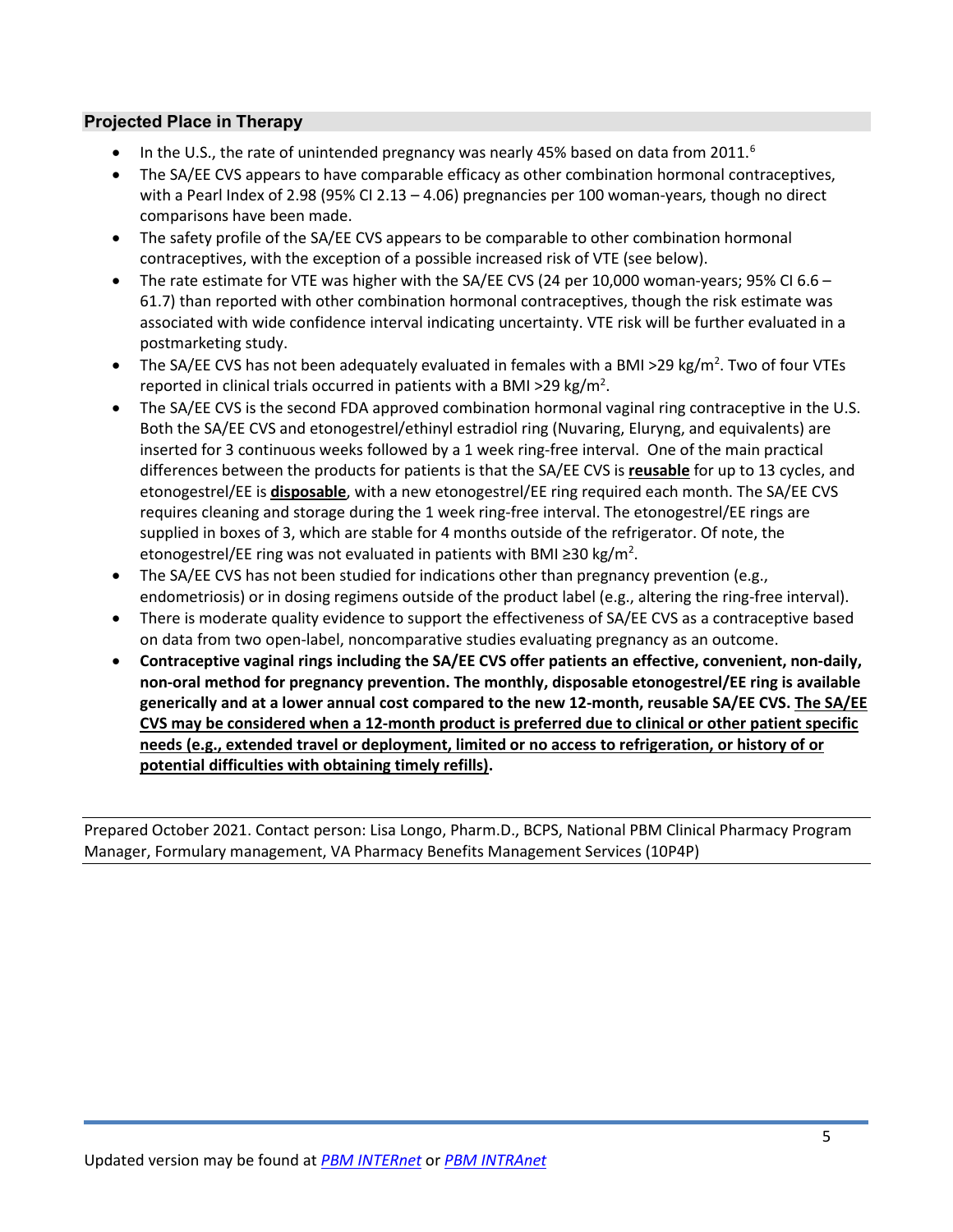## Projected Place in Therapy

- In the U.S., the rate of unintended pregnancy was nearly 45% based on data from 2011.[6]
- The SA/EE CVS appears to have comparable efficacy as other combination hormonal contraceptives, with a Pearl Index of 2.98 (95% CI 2.13 – 4.06) pregnancies per 100 woman-years, though no direct comparisons have been made.
- The safety profile of the SA/EE CVS appears to be comparable to other combination hormonal contraceptives, with the exception of a possible increased risk of VTE (see below).
- The rate estimate for VTE was higher with the SA/EE CVS (24 per 10,000 woman-years; 95% CI 6.6 – 61.7) than reported with other combination hormonal contraceptives, though the risk estimate was associated with wide confidence interval indicating uncertainty. VTE risk will be further evaluated in a postmarketing study.
- The SA/EE CVS has not been adequately evaluated in females with a BMI >29 kg/m$^2$. Two of four VTEs reported in clinical trials occurred in patients with a BMI >29 kg/m$^2$.
- The SA/EE CVS is the second FDA approved combination hormonal vaginal ring contraceptive in the U.S. Both the SA/EE CVS and etonogestrel/ethinyl estradiol ring (Nuvaring, Eluryng, and equivalents) are inserted for 3 continuous weeks followed by a 1 week ring-free interval. One of the main practical differences between the products for patients is that the SA/EE CVS is <u>**reusable**</u> for up to 13 cycles, and etonogestrel/EE is <u>**disposable**</u>, with a new etonogestrel/EE ring required each month. The SA/EE CVS requires cleaning and storage during the 1 week ring-free interval. The etonogestrel/EE rings are supplied in boxes of 3, which are stable for 4 months outside of the refrigerator. Of note, the etonogestrel/EE ring was not evaluated in patients with BMI ≥30 kg/m$^2$.
- The SA/EE CVS has not been studied for indications other than pregnancy prevention (e.g., endometriosis) or in dosing regimens outside of the product label (e.g., altering the ring-free interval).
- There is moderate quality evidence to support the effectiveness of SA/EE CVS as a contraceptive based on data from two open-label, noncomparative studies evaluating pregnancy as an outcome.
- **Contraceptive vaginal rings including the SA/EE CVS offer patients an effective, convenient, non-daily, non-oral method for pregnancy prevention. The monthly, disposable etonogestrel/EE ring is available generically and at a lower annual cost compared to the new 12-month, reusable SA/EE CVS. <u>The SA/EE CVS may be considered when a 12-month product is preferred due to clinical or other patient specific needs (e.g., extended travel or deployment, limited or no access to refrigeration, or history of or potential difficulties with obtaining timely refills)</u>.**

Prepared October 2021. Contact person: Lisa Longo, Pharm.D., BCPS, National PBM Clinical Pharmacy Program Manager, Formulary management, VA Pharmacy Benefits Management Services (10P4P)

Updated version may be found at *PBM INTERnet* or *PBM INTRAnet*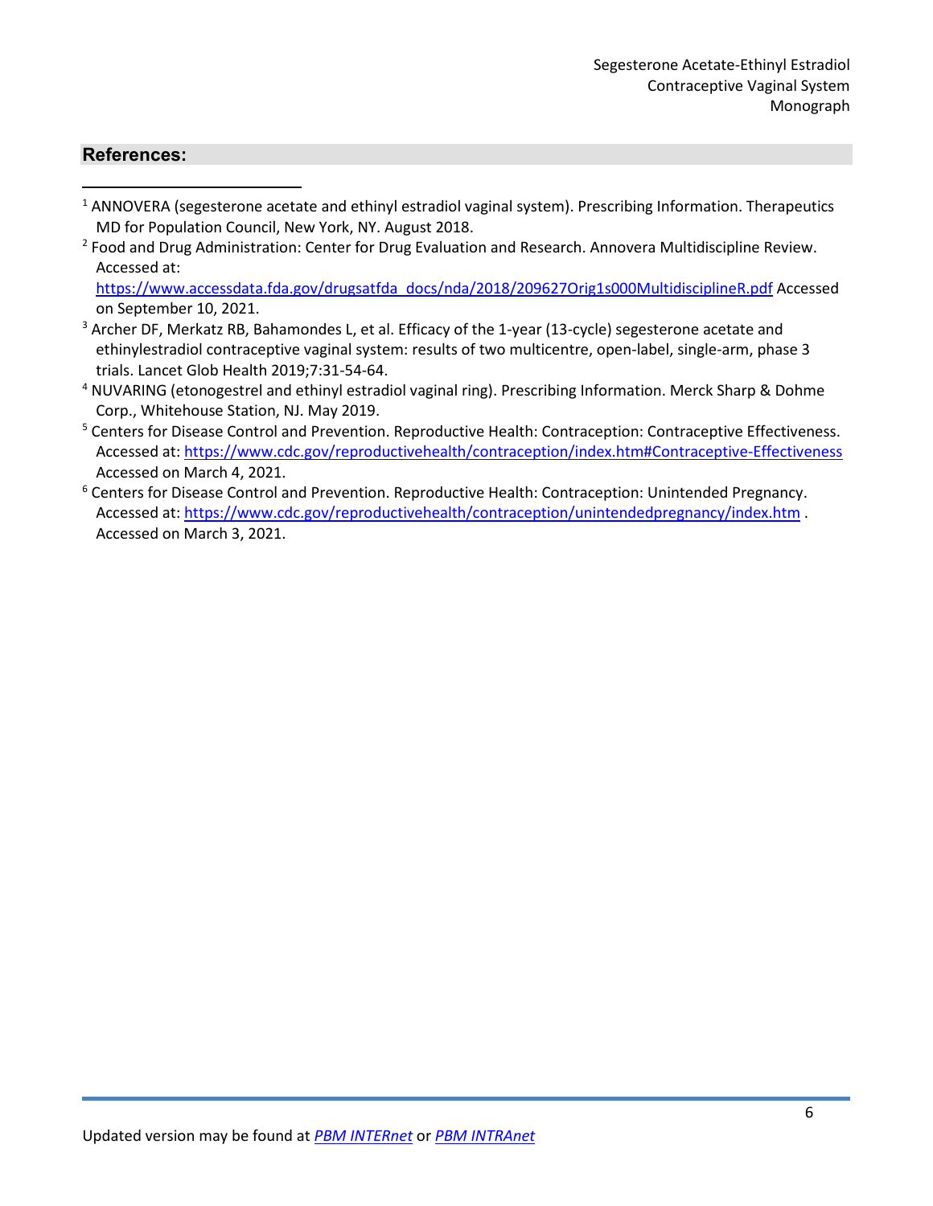## References:

[1] ANNOVERA (segesterone acetate and ethinyl estradiol vaginal system). Prescribing Information. Therapeutics MD for Population Council, New York, NY. August 2018.

[2] Food and Drug Administration: Center for Drug Evaluation and Research. Annovera Multidiscipline Review. Accessed at: https://www.accessdata.fda.gov/drugsatfda_docs/nda/2018/209627Orig1s000MultidisciplineR.pdf Accessed on September 10, 2021.

[3] Archer DF, Merkatz RB, Bahamondes L, et al. Efficacy of the 1-year (13-cycle) segesterone acetate and ethinylestradiol contraceptive vaginal system: results of two multicentre, open-label, single-arm, phase 3 trials. Lancet Glob Health 2019;7:31-54-64.

[4] NUVARING (etonogestrel and ethinyl estradiol vaginal ring). Prescribing Information. Merck Sharp & Dohme Corp., Whitehouse Station, NJ. May 2019.

[5] Centers for Disease Control and Prevention. Reproductive Health: Contraception: Contraceptive Effectiveness. Accessed at: https://www.cdc.gov/reproductivehealth/contraception/index.htm#Contraceptive-Effectiveness Accessed on March 4, 2021.

[6] Centers for Disease Control and Prevention. Reproductive Health: Contraception: Unintended Pregnancy. Accessed at: https://www.cdc.gov/reproductivehealth/contraception/unintendedpregnancy/index.htm . Accessed on March 3, 2021.